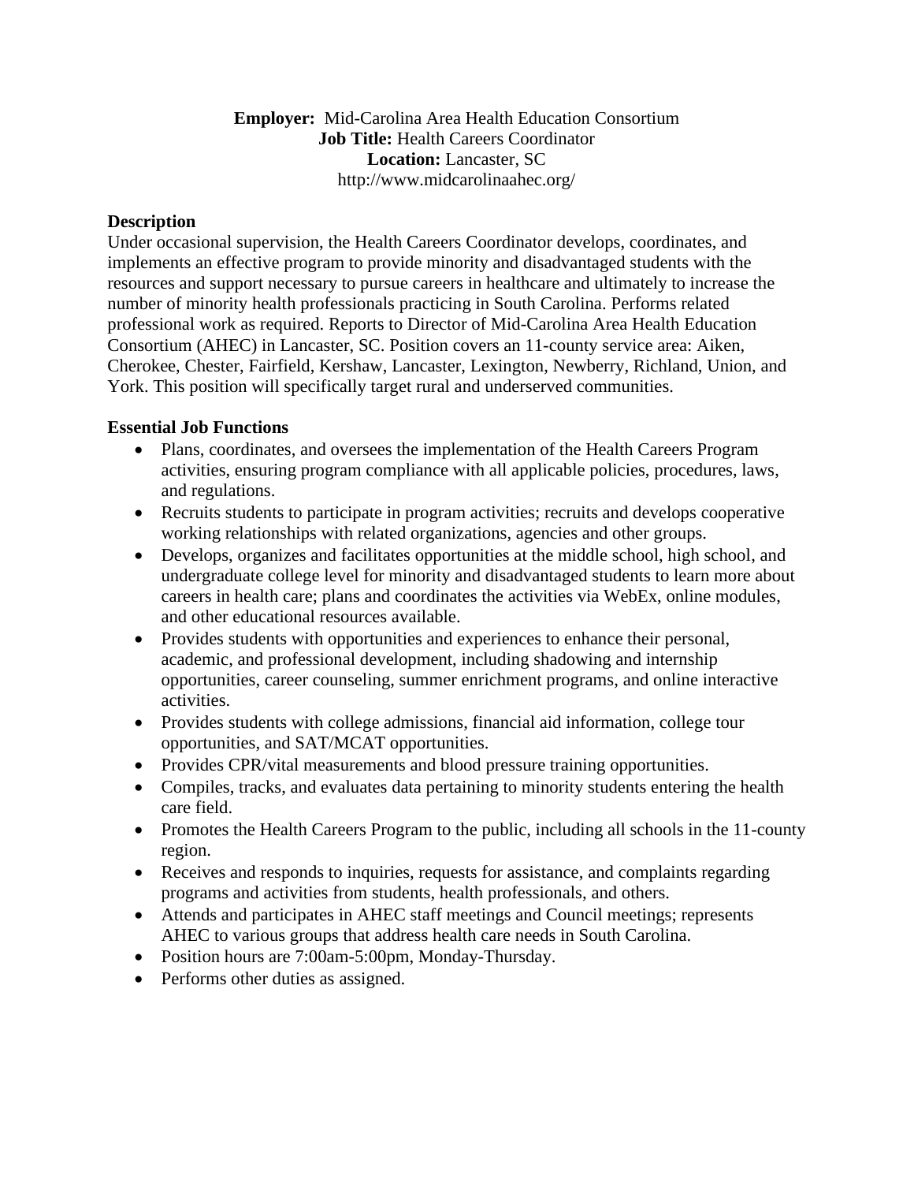**Employer:** Mid-Carolina Area Health Education Consortium
**Job Title:** Health Careers Coordinator
**Location:** Lancaster, SC
http://www.midcarolinaahec.org/

## Description

Under occasional supervision, the Health Careers Coordinator develops, coordinates, and implements an effective program to provide minority and disadvantaged students with the resources and support necessary to pursue careers in healthcare and ultimately to increase the number of minority health professionals practicing in South Carolina. Performs related professional work as required. Reports to Director of Mid-Carolina Area Health Education Consortium (AHEC) in Lancaster, SC. Position covers an 11-county service area: Aiken, Cherokee, Chester, Fairfield, Kershaw, Lancaster, Lexington, Newberry, Richland, Union, and York. This position will specifically target rural and underserved communities.

## Essential Job Functions

- Plans, coordinates, and oversees the implementation of the Health Careers Program activities, ensuring program compliance with all applicable policies, procedures, laws, and regulations.
- Recruits students to participate in program activities; recruits and develops cooperative working relationships with related organizations, agencies and other groups.
- Develops, organizes and facilitates opportunities at the middle school, high school, and undergraduate college level for minority and disadvantaged students to learn more about careers in health care; plans and coordinates the activities via WebEx, online modules, and other educational resources available.
- Provides students with opportunities and experiences to enhance their personal, academic, and professional development, including shadowing and internship opportunities, career counseling, summer enrichment programs, and online interactive activities.
- Provides students with college admissions, financial aid information, college tour opportunities, and SAT/MCAT opportunities.
- Provides CPR/vital measurements and blood pressure training opportunities.
- Compiles, tracks, and evaluates data pertaining to minority students entering the health care field.
- Promotes the Health Careers Program to the public, including all schools in the 11-county region.
- Receives and responds to inquiries, requests for assistance, and complaints regarding programs and activities from students, health professionals, and others.
- Attends and participates in AHEC staff meetings and Council meetings; represents AHEC to various groups that address health care needs in South Carolina.
- Position hours are 7:00am-5:00pm, Monday-Thursday.
- Performs other duties as assigned.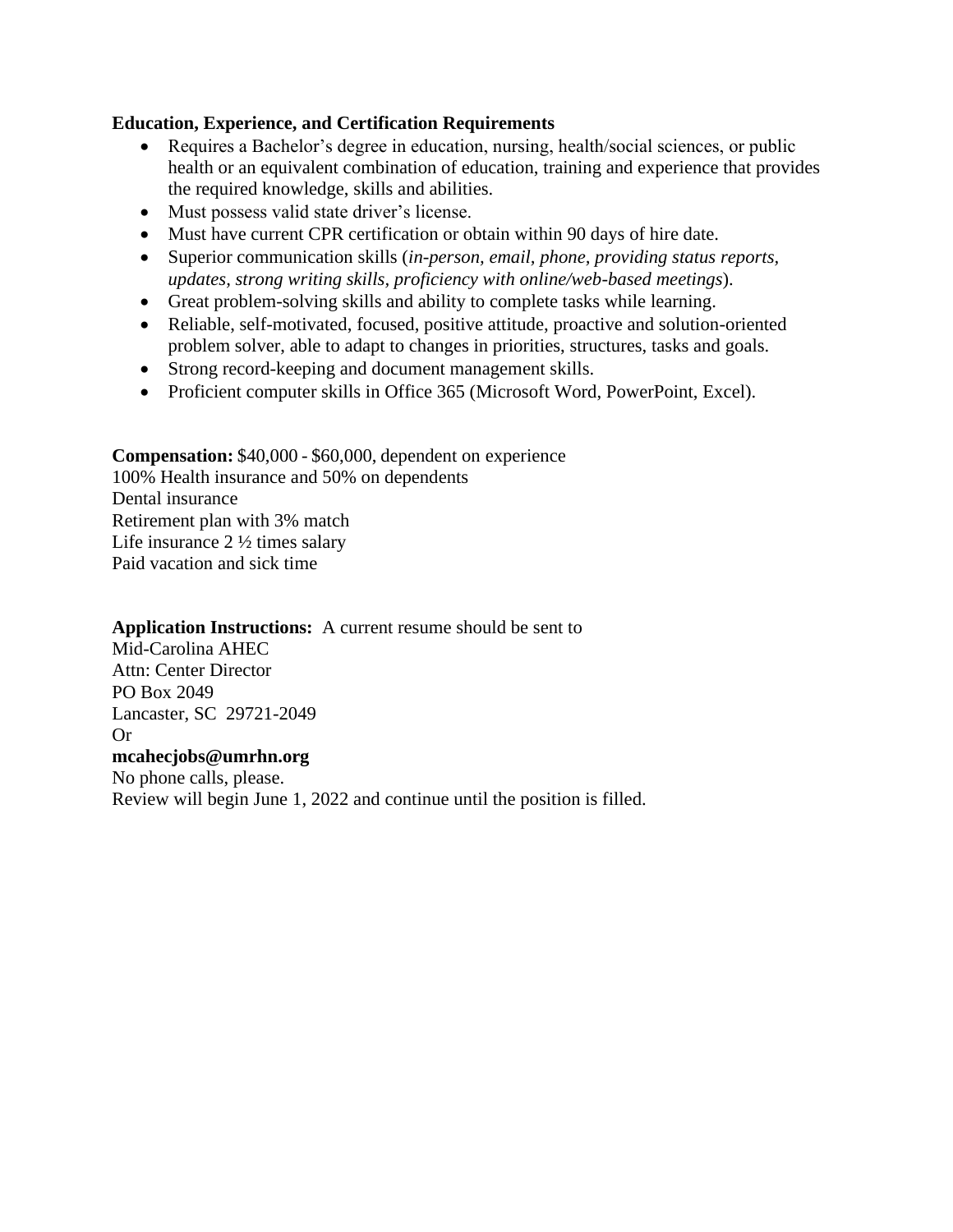**Education, Experience, and Certification Requirements**

- Requires a Bachelor's degree in education, nursing, health/social sciences, or public health or an equivalent combination of education, training and experience that provides the required knowledge, skills and abilities.
- Must possess valid state driver's license.
- Must have current CPR certification or obtain within 90 days of hire date.
- Superior communication skills (*in-person, email, phone, providing status reports, updates, strong writing skills, proficiency with online/web-based meetings*).
- Great problem-solving skills and ability to complete tasks while learning.
- Reliable, self-motivated, focused, positive attitude, proactive and solution-oriented problem solver, able to adapt to changes in priorities, structures, tasks and goals.
- Strong record-keeping and document management skills.
- Proficient computer skills in Office 365 (Microsoft Word, PowerPoint, Excel).

**Compensation:** $40,000 - $60,000, dependent on experience
100% Health insurance and 50% on dependents
Dental insurance
Retirement plan with 3% match
Life insurance 2 ½ times salary
Paid vacation and sick time

**Application Instructions:** A current resume should be sent to
Mid-Carolina AHEC
Attn: Center Director
PO Box 2049
Lancaster, SC 29721-2049
Or
**mcahecjobs@umrhn.org**
No phone calls, please.
Review will begin June 1, 2022 and continue until the position is filled.